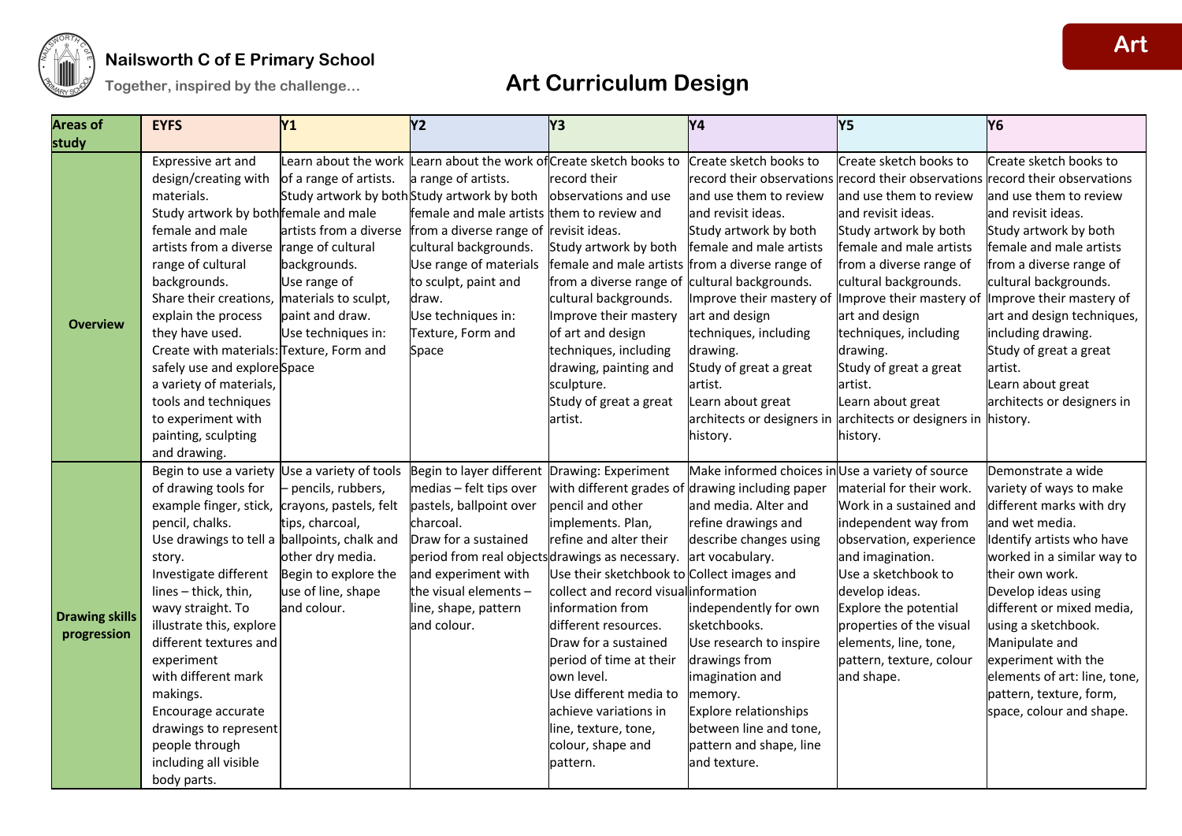Nailsworth C of E Primary School

Together, inspired by the challenge…

# Art Curriculum Design

Art

| Areas of study | EYFS | Y1 | Y2 | Y3 | Y4 | Y5 | Y6 |
|---|---|---|---|---|---|---|---|
| **Overview** | Expressive art and design/creating with materials. Study artwork by both female and male artists from a diverse range of cultural backgrounds. Share their creations, explain the process they have used. Create with materials: safely use and explore a variety of materials, tools and techniques to experiment with painting, sculpting and drawing. | Learn about the work of a range of artists. Study artwork by both female and male artists from a diverse range of cultural backgrounds. Use range of materials to sculpt, paint and draw. Use techniques in: Texture, Form and Space | Learn about the work of a range of artists. Study artwork by both female and male artists from a diverse range of cultural backgrounds. Use range of materials to sculpt, paint and draw. Use techniques in: Texture, Form and Space | Create sketch books to record their observations and use them to review and revisit ideas. Study artwork by both female and male artists from a diverse range of cultural backgrounds. Improve their mastery of art and design techniques, including drawing, painting and sculpture. Study of great a great artist. | Create sketch books to record their observations and use them to review and revisit ideas. Study artwork by both female and male artists from a diverse range of cultural backgrounds. Improve their mastery of art and design techniques, including drawing. Study of great a great artist. Learn about great architects or designers in history. | Create sketch books to record their observations and use them to review and revisit ideas. Study artwork by both female and male artists from a diverse range of cultural backgrounds. Improve their mastery of art and design techniques, including drawing. Study of great a great artist. Learn about great architects or designers in history. | Create sketch books to record their observations and use them to review and revisit ideas. Study artwork by both female and male artists from a diverse range of cultural backgrounds. Improve their mastery of art and design techniques, including drawing. Study of great a great artist. Learn about great architects or designers in history. |
| **Drawing skills progression** | Begin to use a variety of drawing tools for example finger, stick, pencil, chalks. Use drawings to tell a story. Investigate different lines – thick, thin, wavy straight. To illustrate this, explore different textures and experiment with different mark makings. Encourage accurate drawings to represent people through including all visible body parts. | Use a variety of tools – pencils, rubbers, crayons, pastels, felt tips, charcoal, ballpoints, chalk and other dry media. Begin to explore the use of line, shape and colour. | Begin to layer different medias – felt tips over pastels, ballpoint over charcoal. Draw for a sustained period from real objects and experiment with the visual elements – line, shape, pattern and colour. | Drawing: Experiment with different grades of pencil and other implements. Plan, refine and alter their drawings as necessary. Use their sketchbook to collect and record visual information from different resources. Draw for a sustained period of time at their own level. Use different media to achieve variations in line, texture, tone, colour, shape and pattern. | Make informed choices in drawing including paper and media. Alter and refine drawings and describe changes using art vocabulary. Collect images and information independently for own sketchbooks. Use research to inspire drawings from imagination and memory. Explore relationships between line and tone, pattern and shape, line and texture. | Use a variety of source material for their work. Work in a sustained and independent way from observation, experience and imagination. Use a sketchbook to develop ideas. Explore the potential properties of the visual elements, line, tone, pattern, texture, colour and shape. | Demonstrate a wide variety of ways to make different marks with dry and wet media. Identify artists who have worked in a similar way to their own work. Develop ideas using different or mixed media, using a sketchbook. Manipulate and experiment with the elements of art: line, tone, pattern, texture, form, space, colour and shape. |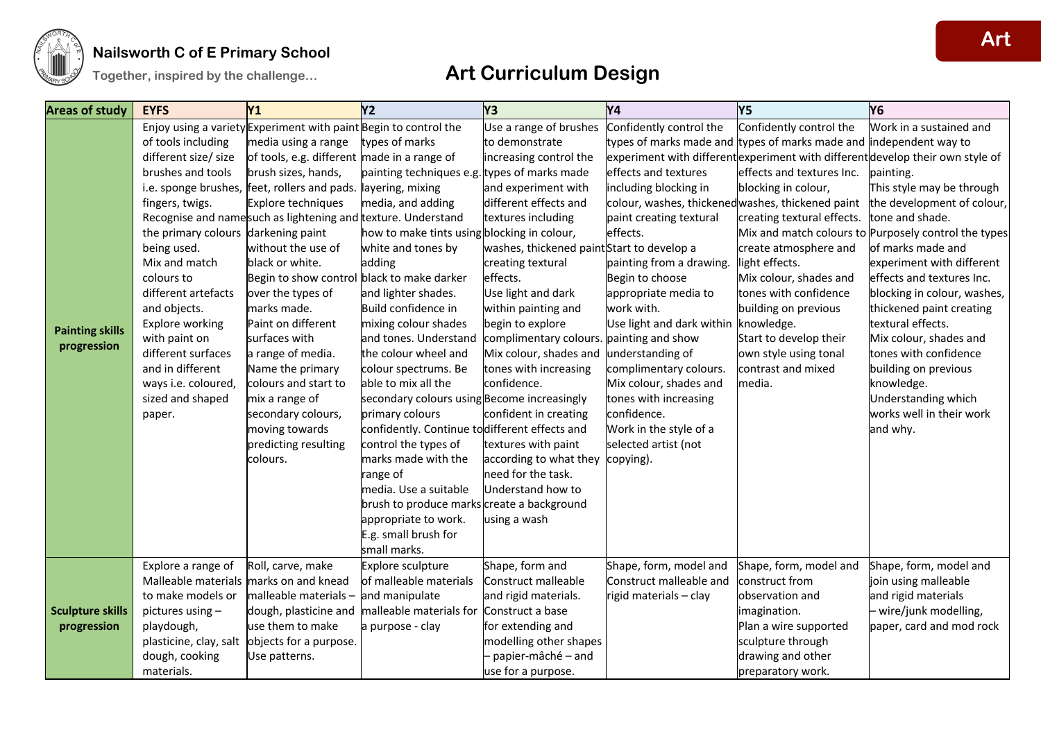**Nailsworth C of E Primary School**

Together, inspired by the challenge…

# Art Curriculum Design

## Art

| Areas of study | EYFS | Y1 | Y2 | Y3 | Y4 | Y5 | Y6 |
|---|---|---|---|---|---|---|---|
| **Painting skills progression** | Enjoy using a variety of tools including different size/ size brushes and tools i.e. sponge brushes, fingers, twigs. Recognise and name the primary colours being used. Mix and match colours to different artefacts and objects. Explore working with paint on different surfaces and in different ways i.e. coloured, sized and shaped paper. | Experiment with paint media using a range of tools, e.g. different brush sizes, hands, feet, rollers and pads. Explore techniques such as lightening and darkening paint without the use of black or white. Begin to show control over the types of marks made. Paint on different surfaces with a range of media. Name the primary colours and start to mix a range of secondary colours, moving towards predicting resulting colours. | Begin to control the types of marks made in a range of painting techniques e.g. layering, mixing media, and adding texture. Understand how to make tints using white and tones by adding black to make darker and lighter shades. Build confidence in mixing colour shades and tones. Understand the colour wheel and colour spectrums. Be able to mix all the secondary colours using primary colours confidently. Continue to control the types of marks made with the range of media. Use a suitable brush to produce marks appropriate to work. E.g. small brush for small marks. | Use a range of brushes to demonstrate increasing control the types of marks made and experiment with different effects and textures including blocking in colour, washes, thickened paint creating textural effects. Use light and dark within painting and begin to explore complimentary colours. Mix colour, shades and tones with increasing confidence. Become increasingly confident in creating different effects and textures with paint according to what they need for the task. Understand how to create a background using a wash | Confidently control the types of marks made and experiment with different effects and textures including blocking in colour, washes, thickened paint creating textural effects. Start to develop a painting from a drawing. Begin to choose appropriate media to work with. Use light and dark within painting and show understanding of complimentary colours. Mix colour, shades and tones with increasing confidence. Work in the style of a selected artist (not copying). | Confidently control the types of marks made and experiment with different effects and textures Inc. blocking in colour, washes, thickened paint creating textural effects. Mix and match colours to create atmosphere and light effects. Mix colour, shades and tones with confidence building on previous knowledge. Start to develop their own style using tonal contrast and mixed media. | Work in a sustained and independent way to develop their own style of painting. This style may be through the development of colour, tone and shade. Purposely control the types of marks made and experiment with different effects and textures Inc. blocking in colour, washes, thickened paint creating textural effects. Mix colour, shades and tones with confidence building on previous knowledge. Understanding which works well in their work and why. |
| **Sculpture skills progression** | Explore a range of Malleable materials to make models or pictures using – playdough, plasticine, clay, salt dough, cooking materials. | Roll, carve, make marks on and knead malleable materials – dough, plasticine and use them to make objects for a purpose. Use patterns. | Explore sculpture of malleable materials and manipulate malleable materials for a purpose - clay | Shape, form and Construct malleable and rigid materials. Construct a base for extending and modelling other shapes – papier-mâché – and use for a purpose. | Shape, form, model and Construct malleable and rigid materials – clay | Shape, form, model and construct from observation and imagination. Plan a wire supported sculpture through drawing and other preparatory work. | Shape, form, model and join using malleable and rigid materials – wire/junk modelling, paper, card and mod rock |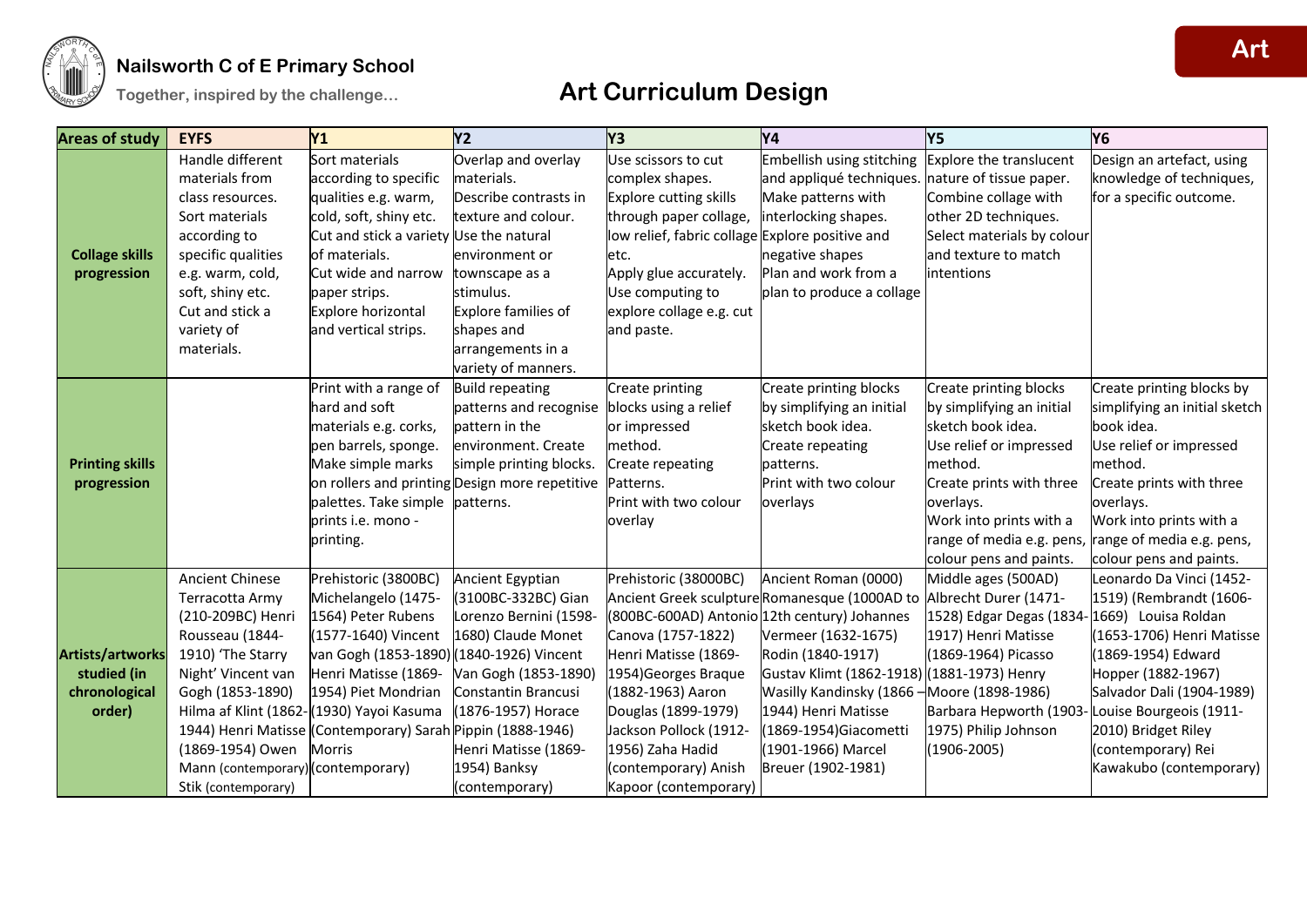# Nailsworth C of E Primary School

Together, inspired by the challenge…

## Art Curriculum Design

Art

| Areas of study | EYFS | Y1 | Y2 | Y3 | Y4 | Y5 | Y6 |
|---|---|---|---|---|---|---|---|
| **Collage skills progression** | Handle different materials from class resources. Sort materials according to specific qualities e.g. warm, cold, soft, shiny etc. Cut and stick a variety of materials. | Sort materials according to specific qualities e.g. warm, cold, soft, shiny etc. Cut and stick a variety of materials. Cut wide and narrow paper strips. Explore horizontal and vertical strips. | Overlap and overlay materials. Describe contrasts in texture and colour. Use the natural environment or townscape as a stimulus. Explore families of shapes and arrangements in a variety of manners. | Use scissors to cut complex shapes. Explore cutting skills through paper collage, low relief, fabric collage etc. Apply glue accurately. Use computing to explore collage e.g. cut and paste. | Embellish using stitching and appliqué techniques. Make patterns with interlocking shapes. Explore positive and negative shapes Plan and work from a plan to produce a collage | Explore the translucent nature of tissue paper. Combine collage with other 2D techniques. Select materials by colour and texture to match intentions | Design an artefact, using knowledge of techniques, for a specific outcome. |
| **Printing skills progression** | | Print with a range of hard and soft materials e.g. corks, pen barrels, sponge. Make simple marks on rollers and printing palettes. Take simple prints i.e. mono - printing. | Build repeating patterns and recognise pattern in the environment. Create simple printing blocks. Design more repetitive patterns. | Create printing blocks using a relief or impressed method. Create repeating Patterns. Print with two colour overlay | Create printing blocks by simplifying an initial sketch book idea. Create repeating patterns. Print with two colour overlays | Create printing blocks by simplifying an initial sketch book idea. Use relief or impressed method. Create prints with three overlays. Work into prints with a range of media e.g. pens, colour pens and paints. | Create printing blocks by simplifying an initial sketch book idea. Use relief or impressed method. Create prints with three overlays. Work into prints with a range of media e.g. pens, colour pens and paints. |
| **Artists/artworks studied (in chronological order)** | Ancient Chinese Terracotta Army (210-209BC) Henri Rousseau (1844-1910) 'The Starry Night' Vincent van Gogh (1853-1890) Hilma af Klint (1862-1944) Henri Matisse (1869-1954) Owen Mann (contemporary) Stik (contemporary) | Prehistoric (3800BC) Michelangelo (1475-1564) Peter Rubens (1577-1640) Vincent van Gogh (1853-1890) Henri Matisse (1869-1954) Piet Mondrian (1930) Yayoi Kasuma (Contemporary) Sarah Morris (contemporary) | Ancient Egyptian (3100BC-332BC) Gian Lorenzo Bernini (1598-1680) Claude Monet (1840-1926) Vincent Van Gogh (1853-1890) Constantin Brancusi (1876-1957) Horace Pippin (1888-1946) Henri Matisse (1869-1954) Banksy (contemporary) | Prehistoric (38000BC) Ancient Greek sculpture (800BC-600AD) Antonio Canova (1757-1822) Henri Matisse (1869-1954)Georges Braque (1882-1963) Aaron Douglas (1899-1979) Jackson Pollock (1912-1956) Zaha Hadid (contemporary) Anish Kapoor (contemporary) | Ancient Roman (0000) Romanesque (1000AD to 12th century) Johannes Vermeer (1632-1675) Rodin (1840-1917) Gustav Klimt (1862-1918) Wasilly Kandinsky (1866 – 1944) Henri Matisse (1869-1954)Giacometti (1901-1966) Marcel Breuer (1902-1981) | Middle ages (500AD) Albrecht Durer (1471-1528) Edgar Degas (1834-1917) Henri Matisse (1869-1964) Picasso (1881-1973) Henry Moore (1898-1986) Barbara Hepworth (1903-1975) Philip Johnson (1906-2005) | Leonardo Da Vinci (1452-1519) (Rembrandt (1606-1669) Louisa Roldan (1653-1706) Henri Matisse (1869-1954) Edward Hopper (1882-1967) Salvador Dali (1904-1989) Louise Bourgeois (1911-2010) Bridget Riley (contemporary) Rei Kawakubo (contemporary) |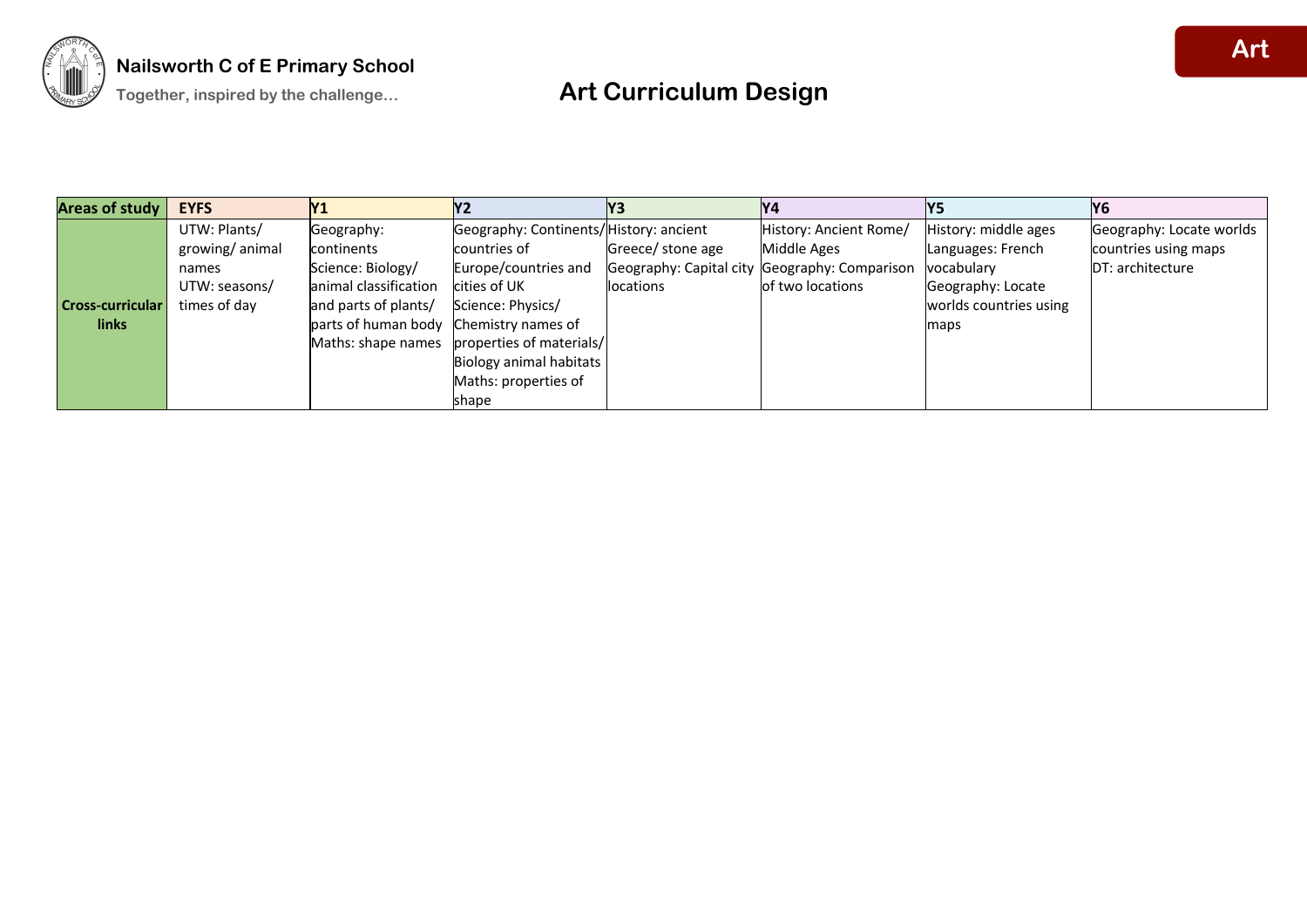**Nailsworth C of E Primary School**

Together, inspired by the challenge…

# Art Curriculum Design

**Art**

| Areas of study | EYFS | Y1 | Y2 | Y3 | Y4 | Y5 | Y6 |
|---|---|---|---|---|---|---|---|
| **Cross-curricular links** | UTW: Plants/ growing/ animal names UTW: seasons/ times of day | Geography: continents Science: Biology/ animal classification and parts of plants/ parts of human body Maths: shape names | Geography: Continents/ countries of Europe/countries and cities of UK Science: Physics/ Chemistry names of properties of materials/ Biology animal habitats Maths: properties of shape | History: ancient Greece/ stone age Geography: Capital city locations | History: Ancient Rome/ Middle Ages Geography: Comparison of two locations | History: middle ages Languages: French vocabulary Geography: Locate worlds countries using maps | Geography: Locate worlds countries using maps DT: architecture |